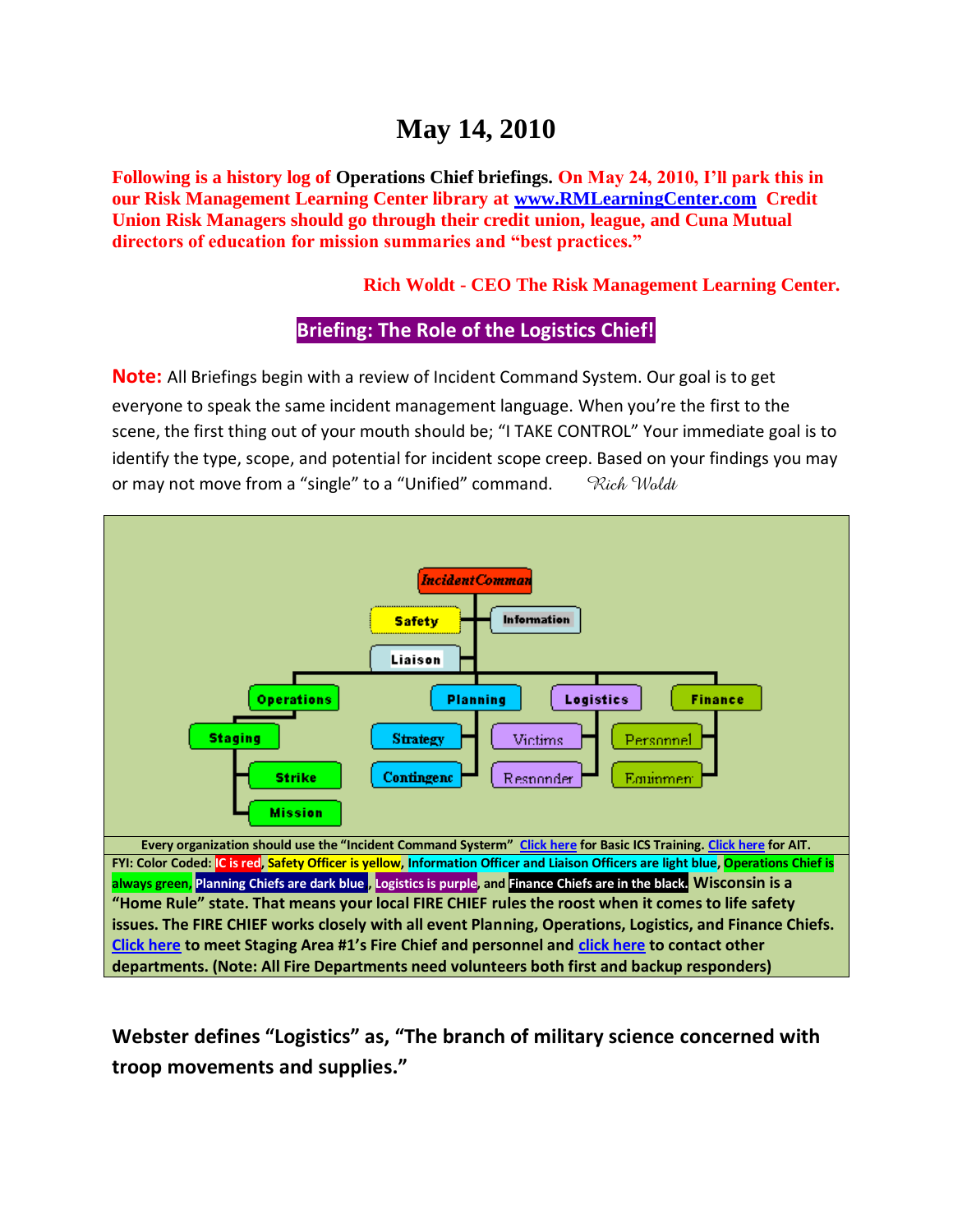# May 14, 2010

**Following is a history log of Operations Chief briefings. On May 24, 2010, I'll park this in our Risk Management Learning Center library at [www.RMLearningCenter.com](http://www.RMLearningCenter.com) Credit Union Risk Managers should go through their credit union, league, and Cuna Mutual directors of education for mission summaries and "best practices."**

**Rich Woldt - CEO The Risk Management Learning Center.**

## Briefing: The Role of the Logistics Chief!

**Note:** All Briefings begin with a review of Incident Command System. Our goal is to get everyone to speak the same incident management language. When you're the first to the scene, the first thing out of your mouth should be; "I TAKE CONTROL" Your immediate goal is to identify the type, scope, and potential for incident scope creep. Based on your findings you may or may not move from a "single" to a "Unified" command. *Rich Woldt*

- Incident Command
  - Safety
  - Information
  - Liaison
  - Operations
    - Staging
      - Strike
      - Mission
  - Planning
    - Strategy
    - Contingency
  - Logistics
    - Victims
    - Responder
  - Finance
    - Personnel
    - Equipment

**Every organization should use the "Incident Command Systerm" Click here for Basic ICS Training. Click here for AIT.**

**FYI: Color Coded: IC is red, Safety Officer is yellow, Information Officer and Liaison Officers are light blue, Operations Chief is always green, Planning Chiefs are dark blue, Logistics is purple, and Finance Chiefs are in the black. Wisconsin is a "Home Rule" state. That means your local FIRE CHIEF rules the roost when it comes to life safety issues. The FIRE CHIEF works closely with all event Planning, Operations, Logistics, and Finance Chiefs. Click here to meet Staging Area #1's Fire Chief and personnel and click here to contact other departments. (Note: All Fire Departments need volunteers both first and backup responders)**

**Webster defines "Logistics" as, "The branch of military science concerned with troop movements and supplies."**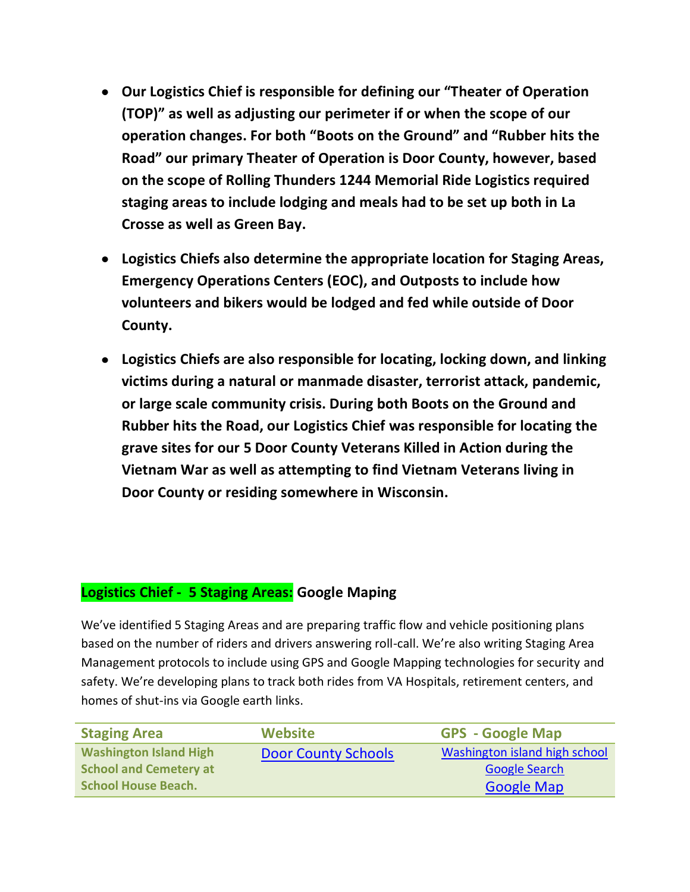- **Our Logistics Chief is responsible for defining our "Theater of Operation (TOP)" as well as adjusting our perimeter if or when the scope of our operation changes. For both "Boots on the Ground" and "Rubber hits the Road" our primary Theater of Operation is Door County, however, based on the scope of Rolling Thunders 1244 Memorial Ride Logistics required staging areas to include lodging and meals had to be set up both in La Crosse as well as Green Bay.**

- **Logistics Chiefs also determine the appropriate location for Staging Areas, Emergency Operations Centers (EOC), and Outposts to include how volunteers and bikers would be lodged and fed while outside of Door County.**

- **Logistics Chiefs are also responsible for locating, locking down, and linking victims during a natural or manmade disaster, terrorist attack, pandemic, or large scale community crisis. During both Boots on the Ground and Rubber hits the Road, our Logistics Chief was responsible for locating the grave sites for our 5 Door County Veterans Killed in Action during the Vietnam War as well as attempting to find Vietnam Veterans living in Door County or residing somewhere in Wisconsin.**

## Logistics Chief - 5 Staging Areas: Google Maping

We've identified 5 Staging Areas and are preparing traffic flow and vehicle positioning plans based on the number of riders and drivers answering roll-call. We're also writing Staging Area Management protocols to include using GPS and Google Mapping technologies for security and safety. We're developing plans to track both rides from VA Hospitals, retirement centers, and homes of shut-ins via Google earth links.

| Staging Area | Website | GPS - Google Map |
|---|---|---|
| Washington Island High School and Cemetery at School House Beach. | Door County Schools | Washington island high school Google Search Google Map |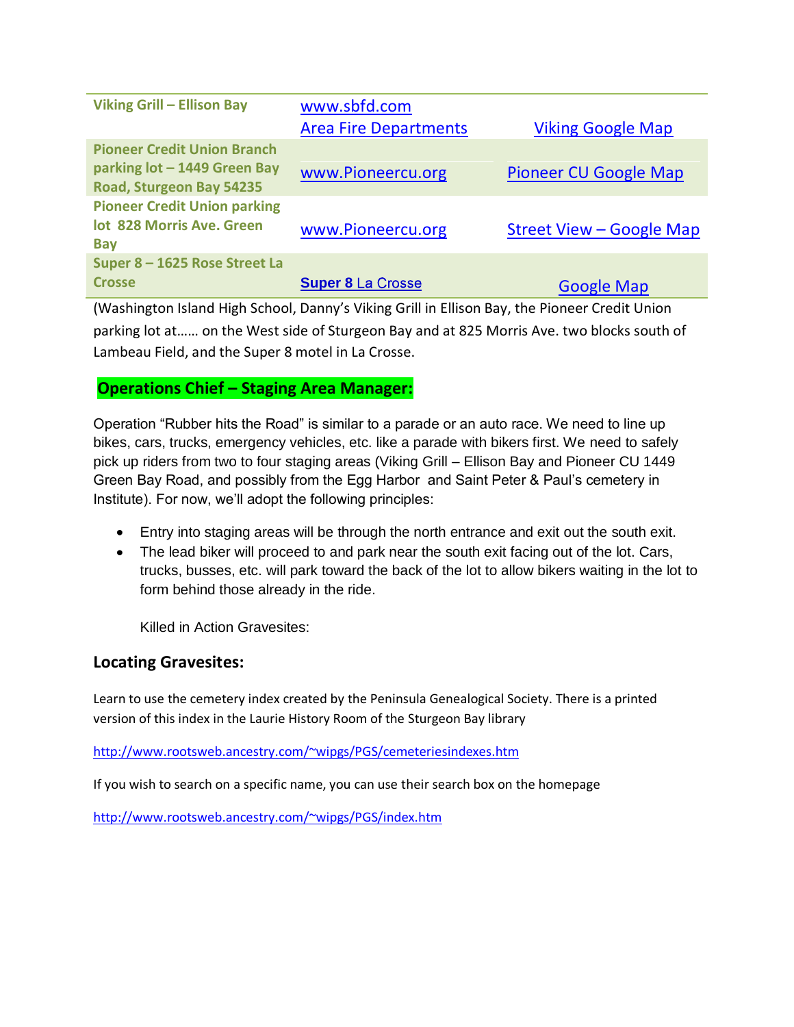| | | |
|---|---|---|
| **Viking Grill – Ellison Bay** | www.sbfd.com<br>Area Fire Departments | Viking Google Map |
| **Pioneer Credit Union Branch parking lot – 1449 Green Bay Road, Sturgeon Bay 54235** | www.Pioneercu.org | Pioneer CU Google Map |
| **Pioneer Credit Union parking lot 828 Morris Ave. Green Bay** | www.Pioneercu.org | Street View – Google Map |
| **Super 8 – 1625 Rose Street La Crosse** | **Super 8** La Crosse | Google Map |

(Washington Island High School, Danny's Viking Grill in Ellison Bay, the Pioneer Credit Union parking lot at…… on the West side of Sturgeon Bay and at 825 Morris Ave. two blocks south of Lambeau Field, and the Super 8 motel in La Crosse.

## Operations Chief – Staging Area Manager:

Operation "Rubber hits the Road" is similar to a parade or an auto race. We need to line up bikes, cars, trucks, emergency vehicles, etc. like a parade with bikers first. We need to safely pick up riders from two to four staging areas (Viking Grill – Ellison Bay and Pioneer CU 1449 Green Bay Road, and possibly from the Egg Harbor and Saint Peter & Paul's cemetery in Institute). For now, we'll adopt the following principles:

- Entry into staging areas will be through the north entrance and exit out the south exit.
- The lead biker will proceed to and park near the south exit facing out of the lot. Cars, trucks, busses, etc. will park toward the back of the lot to allow bikers waiting in the lot to form behind those already in the ride.

  Killed in Action Gravesites:

### Locating Gravesites:

Learn to use the cemetery index created by the Peninsula Genealogical Society. There is a printed version of this index in the Laurie History Room of the Sturgeon Bay library

http://www.rootsweb.ancestry.com/~wipgs/PGS/cemeteriesindexes.htm

If you wish to search on a specific name, you can use their search box on the homepage

http://www.rootsweb.ancestry.com/~wipgs/PGS/index.htm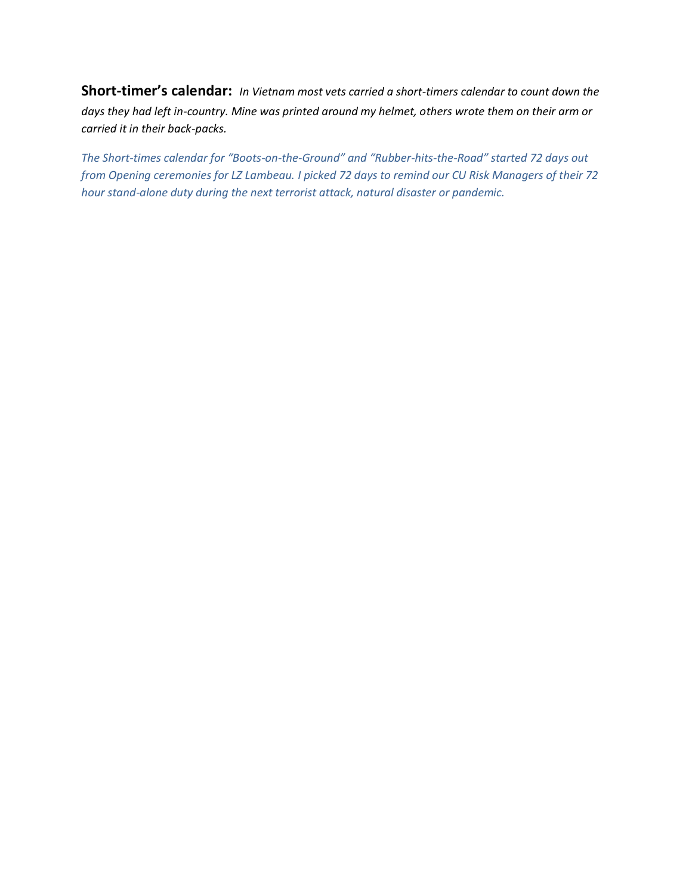**Short-timer's calendar:** *In Vietnam most vets carried a short-timers calendar to count down the days they had left in-country. Mine was printed around my helmet, others wrote them on their arm or carried it in their back-packs.*

*The Short-times calendar for "Boots-on-the-Ground" and "Rubber-hits-the-Road" started 72 days out from Opening ceremonies for LZ Lambeau. I picked 72 days to remind our CU Risk Managers of their 72 hour stand-alone duty during the next terrorist attack, natural disaster or pandemic.*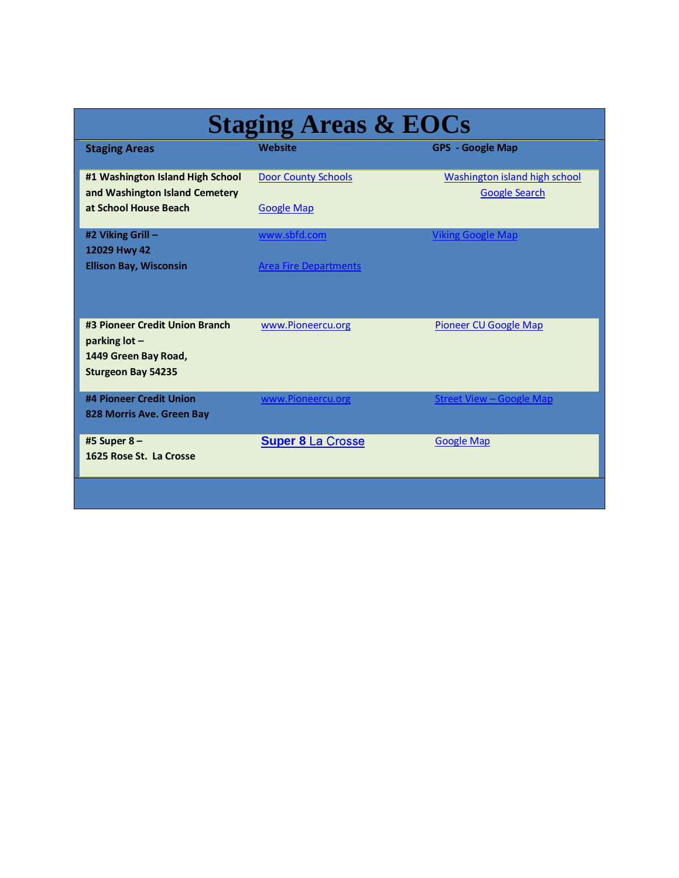# Staging Areas & EOCs

| Staging Areas | Website | GPS - Google Map |
|---|---|---|
| **#1 Washington Island High School and Washington Island Cemetery at School House Beach** | Door County Schools<br><br>Google Map | Washington island high school<br>Google Search |
| **#2 Viking Grill – 12029 Hwy 42 Ellison Bay, Wisconsin** | www.sbfd.com<br><br>Area Fire Departments | Viking Google Map |
| **#3 Pioneer Credit Union Branch parking lot – 1449 Green Bay Road, Sturgeon Bay 54235** | www.Pioneercu.org | Pioneer CU Google Map |
| **#4 Pioneer Credit Union 828 Morris Ave. Green Bay** | www.Pioneercu.org | Street View – Google Map |
| **#5 Super 8 – 1625 Rose St. La Crosse** | Super 8 La Crosse | Google Map |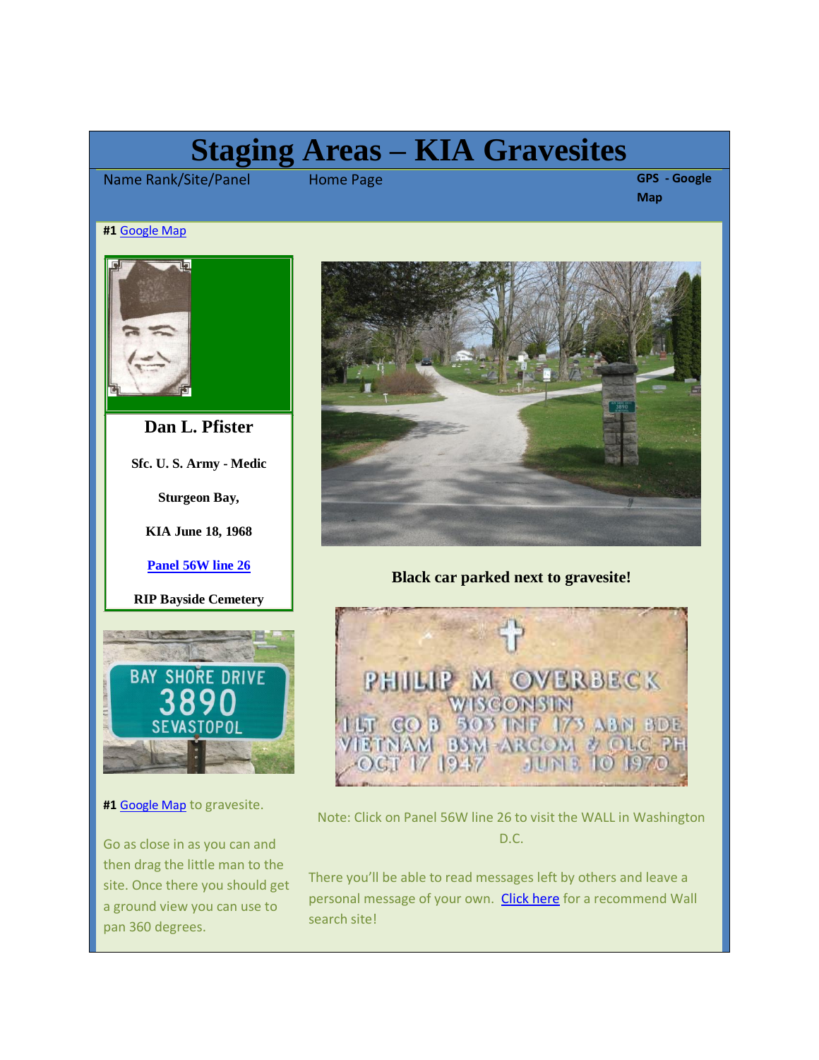# Staging Areas – KIA Gravesites

Name Rank/Site/Panel | Home Page | **GPS - Google Map**

**#1** Google Map

**Dan L. Pfister**

**Sfc. U. S. Army - Medic**

**Sturgeon Bay,**

**KIA June 18, 1968**

**Panel 56W line 26**

**RIP Bayside Cemetery**

**Black car parked next to gravesite!**

**#1** Google Map to gravesite.

Go as close in as you can and then drag the little man to the site. Once there you should get a ground view you can use to pan 360 degrees.

Note: Click on Panel 56W line 26 to visit the WALL in Washington D.C.

There you'll be able to read messages left by others and leave a personal message of your own. Click here for a recommend Wall search site!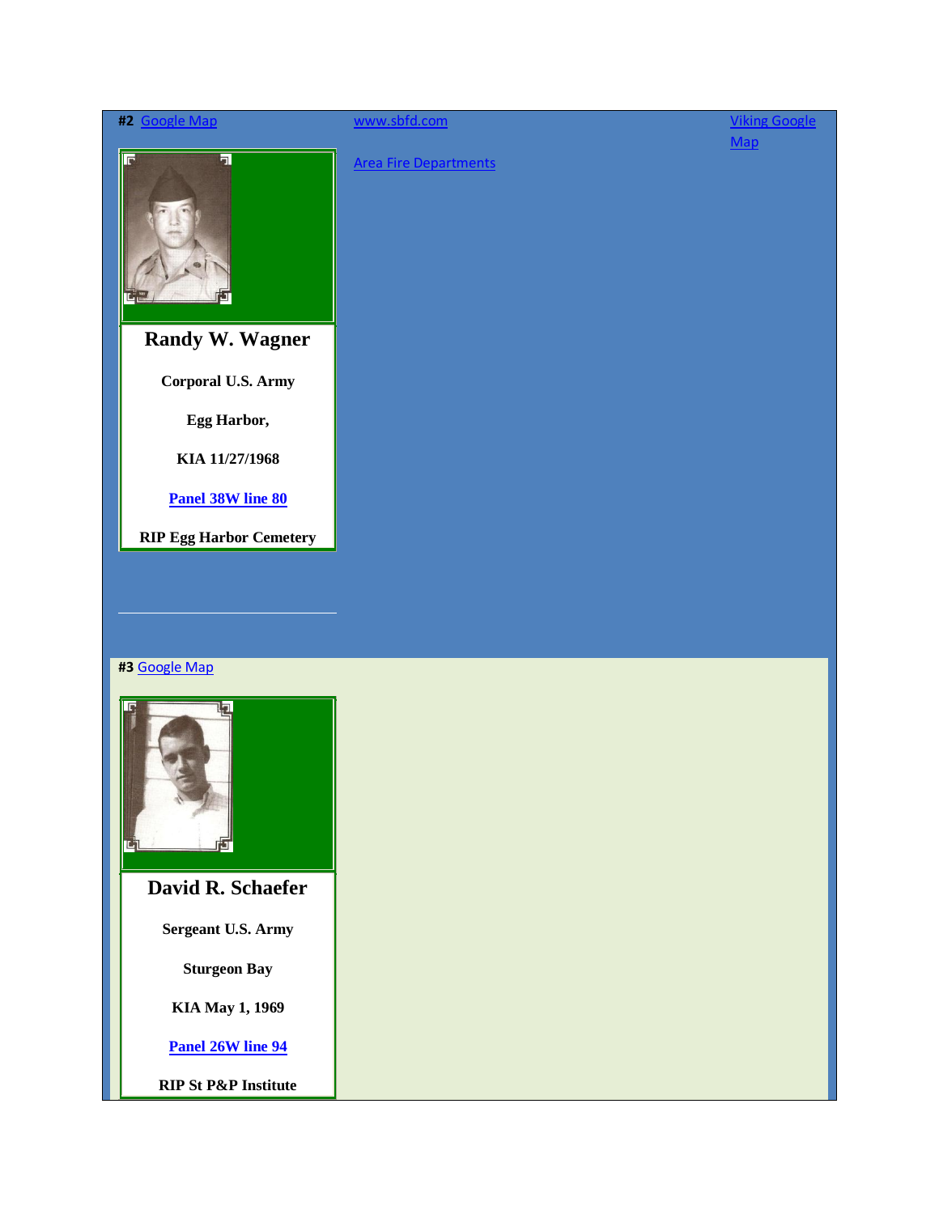**#2** Google Map

www.sbfd.com

Viking Google Map

Area Fire Departments

## Randy W. Wagner

**Corporal U.S. Army**

**Egg Harbor,**

**KIA 11/27/1968**

**Panel 38W line 80**

**RIP Egg Harbor Cemetery**

---

**#3** Google Map

## David R. Schaefer

**Sergeant U.S. Army**

**Sturgeon Bay**

**KIA May 1, 1969**

**Panel 26W line 94**

**RIP St P&P Institute**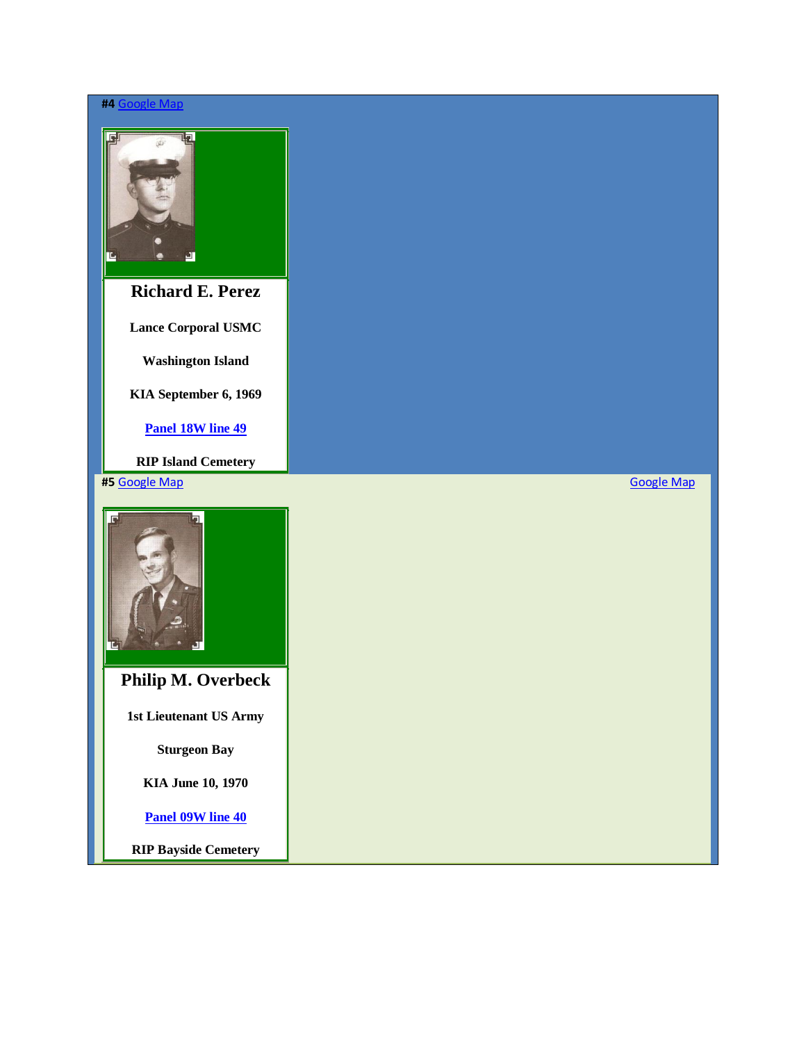**#4** Google Map

**Richard E. Perez**

**Lance Corporal USMC**

**Washington Island**

**KIA September 6, 1969**

**Panel 18W line 49**

**RIP Island Cemetery**

**#5** Google Map

Google Map

**Philip M. Overbeck**

**1st Lieutenant US Army**

**Sturgeon Bay**

**KIA June 10, 1970**

**Panel 09W line 40**

**RIP Bayside Cemetery**